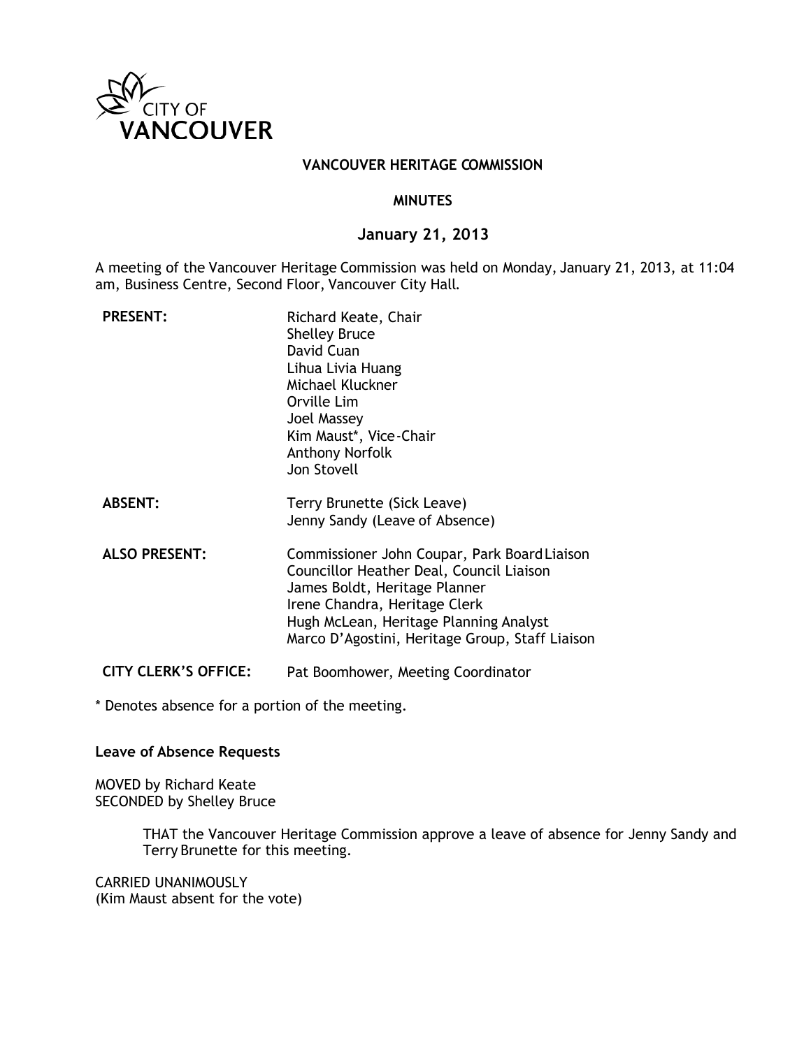CITY OF VANCOUVER

# VANCOUVER HERITAGE COMMISSION

## MINUTES

## January 21, 2013

A meeting of the Vancouver Heritage Commission was held on Monday, January 21, 2013, at 11:04 am, Business Centre, Second Floor, Vancouver City Hall.

**PRESENT:**
Richard Keate, Chair
Shelley Bruce
David Cuan
Lihua Livia Huang
Michael Kluckner
Orville Lim
Joel Massey
Kim Maust*, Vice-Chair
Anthony Norfolk
Jon Stovell

**ABSENT:**
Terry Brunette (Sick Leave)
Jenny Sandy (Leave of Absence)

**ALSO PRESENT:**
Commissioner John Coupar, Park Board Liaison
Councillor Heather Deal, Council Liaison
James Boldt, Heritage Planner
Irene Chandra, Heritage Clerk
Hugh McLean, Heritage Planning Analyst
Marco D'Agostini, Heritage Group, Staff Liaison

**CITY CLERK'S OFFICE:**
Pat Boomhower, Meeting Coordinator

* Denotes absence for a portion of the meeting.

**Leave of Absence Requests**

MOVED by Richard Keate
SECONDED by Shelley Bruce

> THAT the Vancouver Heritage Commission approve a leave of absence for Jenny Sandy and Terry Brunette for this meeting.

CARRIED UNANIMOUSLY
(Kim Maust absent for the vote)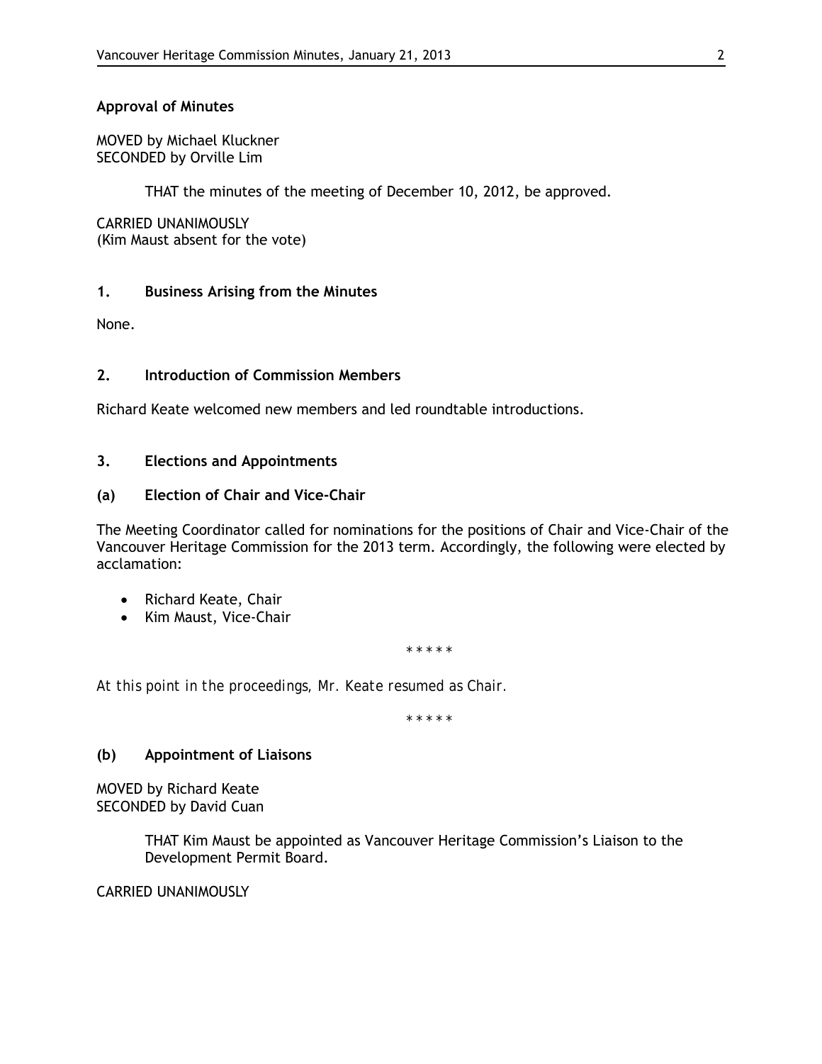**Approval of Minutes**

MOVED by Michael Kluckner
SECONDED by Orville Lim

> THAT the minutes of the meeting of December 10, 2012, be approved.

CARRIED UNANIMOUSLY
(Kim Maust absent for the vote)

## 1. Business Arising from the Minutes

None.

## 2. Introduction of Commission Members

Richard Keate welcomed new members and led roundtable introductions.

## 3. Elections and Appointments

### (a) Election of Chair and Vice-Chair

The Meeting Coordinator called for nominations for the positions of Chair and Vice-Chair of the Vancouver Heritage Commission for the 2013 term. Accordingly, the following were elected by acclamation:

- Richard Keate, Chair
- Kim Maust, Vice-Chair

\* \* \* \* \*

*At this point in the proceedings, Mr. Keate resumed as Chair.*

\* \* \* \* \*

### (b) Appointment of Liaisons

MOVED by Richard Keate
SECONDED by David Cuan

> THAT Kim Maust be appointed as Vancouver Heritage Commission's Liaison to the Development Permit Board.

CARRIED UNANIMOUSLY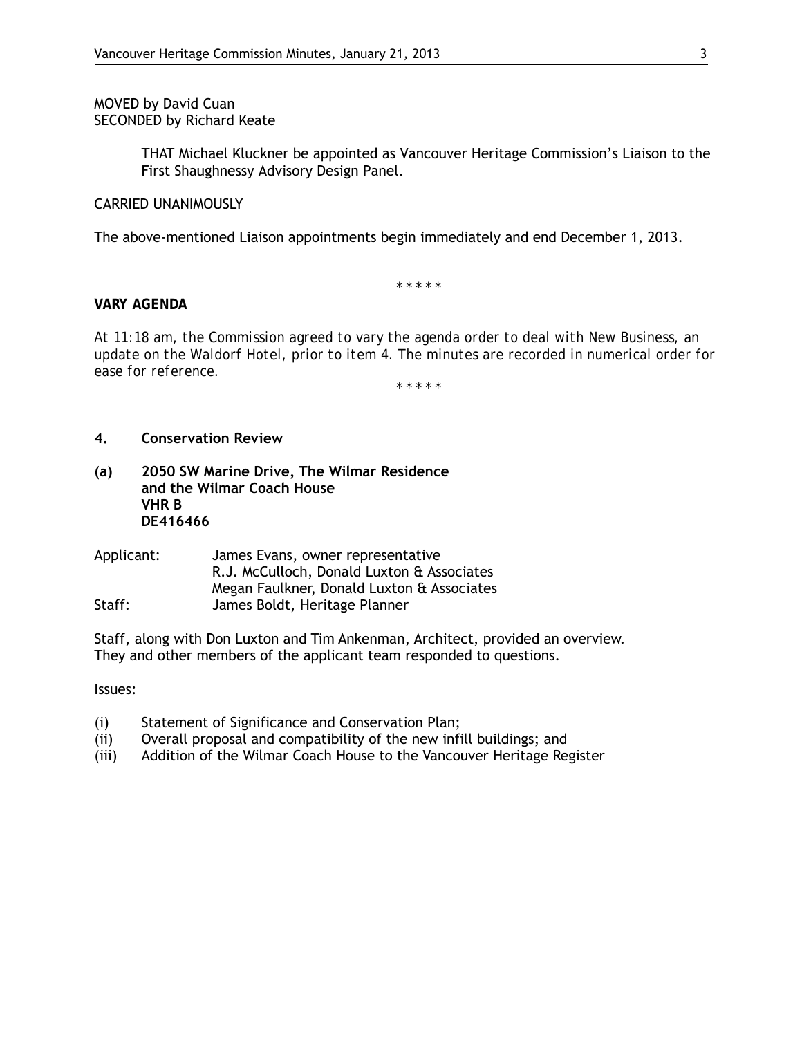MOVED by David Cuan
SECONDED by Richard Keate

> THAT Michael Kluckner be appointed as Vancouver Heritage Commission's Liaison to the First Shaughnessy Advisory Design Panel.

CARRIED UNANIMOUSLY

The above-mentioned Liaison appointments begin immediately and end December 1, 2013.

\* \* \* \* \*

***VARY AGENDA***

*At 11:18 am, the Commission agreed to vary the agenda order to deal with New Business, an update on the Waldorf Hotel, prior to item 4. The minutes are recorded in numerical order for ease for reference.*

\* \* \* \* \*

## 4. Conservation Review

### (a) 2050 SW Marine Drive, The Wilmar Residence and the Wilmar Coach House VHR B DE416466

Applicant: James Evans, owner representative
R.J. McCulloch, Donald Luxton & Associates
Megan Faulkner, Donald Luxton & Associates
Staff: James Boldt, Heritage Planner

Staff, along with Don Luxton and Tim Ankenman, Architect, provided an overview. They and other members of the applicant team responded to questions.

Issues:

(i) Statement of Significance and Conservation Plan;
(ii) Overall proposal and compatibility of the new infill buildings; and
(iii) Addition of the Wilmar Coach House to the Vancouver Heritage Register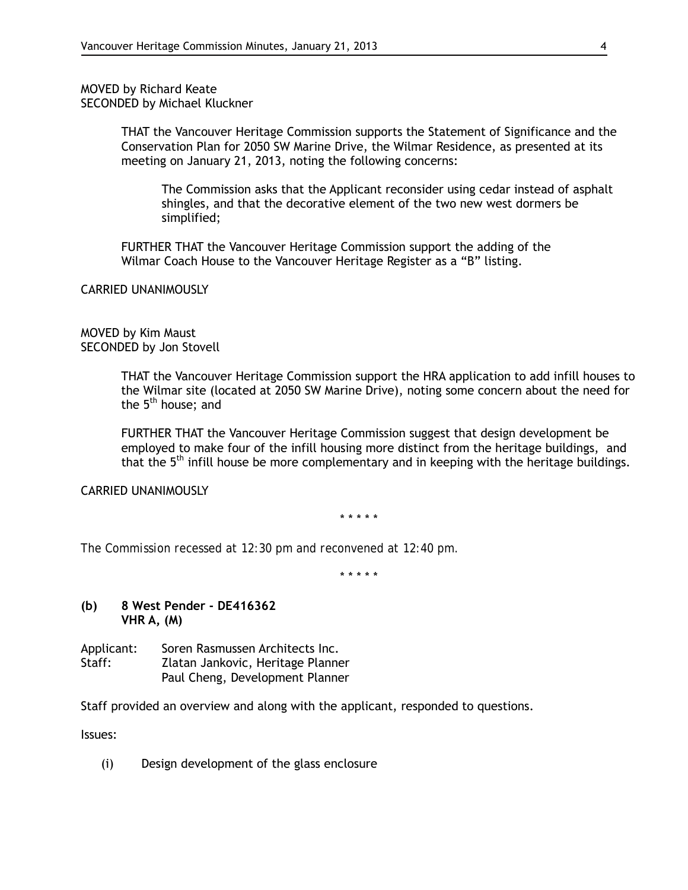MOVED by Richard Keate
SECONDED by Michael Kluckner

> THAT the Vancouver Heritage Commission supports the Statement of Significance and the Conservation Plan for 2050 SW Marine Drive, the Wilmar Residence, as presented at its meeting on January 21, 2013, noting the following concerns:
>
> > The Commission asks that the Applicant reconsider using cedar instead of asphalt shingles, and that the decorative element of the two new west dormers be simplified;
>
> FURTHER THAT the Vancouver Heritage Commission support the adding of the Wilmar Coach House to the Vancouver Heritage Register as a "B" listing.

CARRIED UNANIMOUSLY

MOVED by Kim Maust
SECONDED by Jon Stovell

> THAT the Vancouver Heritage Commission support the HRA application to add infill houses to the Wilmar site (located at 2050 SW Marine Drive), noting some concern about the need for the 5th house; and
>
> FURTHER THAT the Vancouver Heritage Commission suggest that design development be employed to make four of the infill housing more distinct from the heritage buildings, and that the 5th infill house be more complementary and in keeping with the heritage buildings.

CARRIED UNANIMOUSLY

\* \* \* \* \*

*The Commission recessed at 12:30 pm and reconvened at 12:40 pm.*

\* \* \* \* \*

**(b) 8 West Pender - DE416362**
**VHR A, (M)**

Applicant: Soren Rasmussen Architects Inc.
Staff: Zlatan Jankovic, Heritage Planner
Paul Cheng, Development Planner

Staff provided an overview and along with the applicant, responded to questions.

Issues:

(i) Design development of the glass enclosure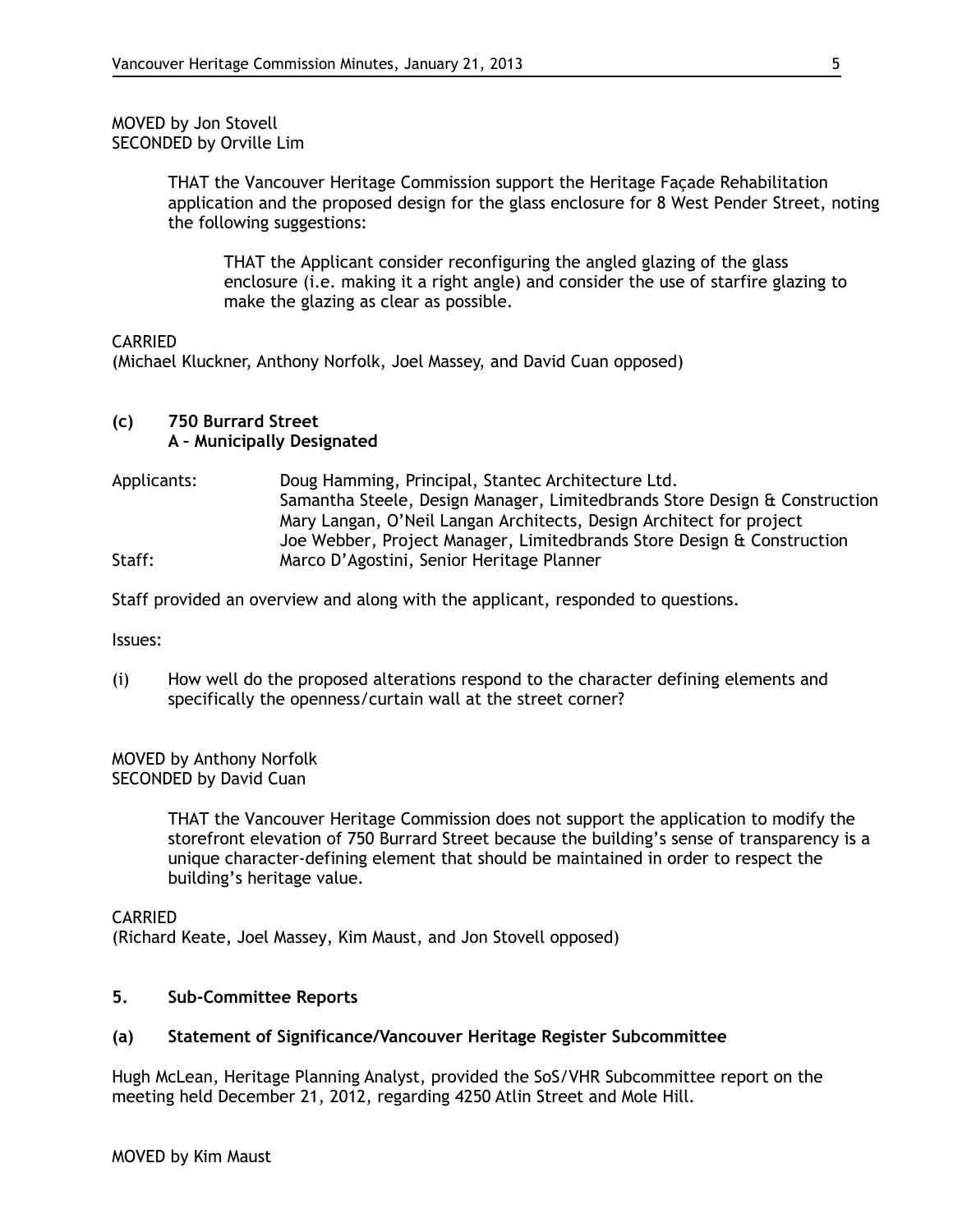MOVED by Jon Stovell
SECONDED by Orville Lim

> THAT the Vancouver Heritage Commission support the Heritage Façade Rehabilitation application and the proposed design for the glass enclosure for 8 West Pender Street, noting the following suggestions:
>
> > THAT the Applicant consider reconfiguring the angled glazing of the glass enclosure (i.e. making it a right angle) and consider the use of starfire glazing to make the glazing as clear as possible.

CARRIED
(Michael Kluckner, Anthony Norfolk, Joel Massey, and David Cuan opposed)

### (c) 750 Burrard Street
**A – Municipally Designated**

| | |
|---|---|
| Applicants: | Doug Hamming, Principal, Stantec Architecture Ltd. |
| | Samantha Steele, Design Manager, Limitedbrands Store Design & Construction |
| | Mary Langan, O'Neil Langan Architects, Design Architect for project |
| | Joe Webber, Project Manager, Limitedbrands Store Design & Construction |
| Staff: | Marco D'Agostini, Senior Heritage Planner |

Staff provided an overview and along with the applicant, responded to questions.

Issues:

(i) How well do the proposed alterations respond to the character defining elements and specifically the openness/curtain wall at the street corner?

MOVED by Anthony Norfolk
SECONDED by David Cuan

> THAT the Vancouver Heritage Commission does not support the application to modify the storefront elevation of 750 Burrard Street because the building's sense of transparency is a unique character-defining element that should be maintained in order to respect the building's heritage value.

CARRIED
(Richard Keate, Joel Massey, Kim Maust, and Jon Stovell opposed)

## 5. Sub-Committee Reports

### (a) Statement of Significance/Vancouver Heritage Register Subcommittee

Hugh McLean, Heritage Planning Analyst, provided the SoS/VHR Subcommittee report on the meeting held December 21, 2012, regarding 4250 Atlin Street and Mole Hill.

MOVED by Kim Maust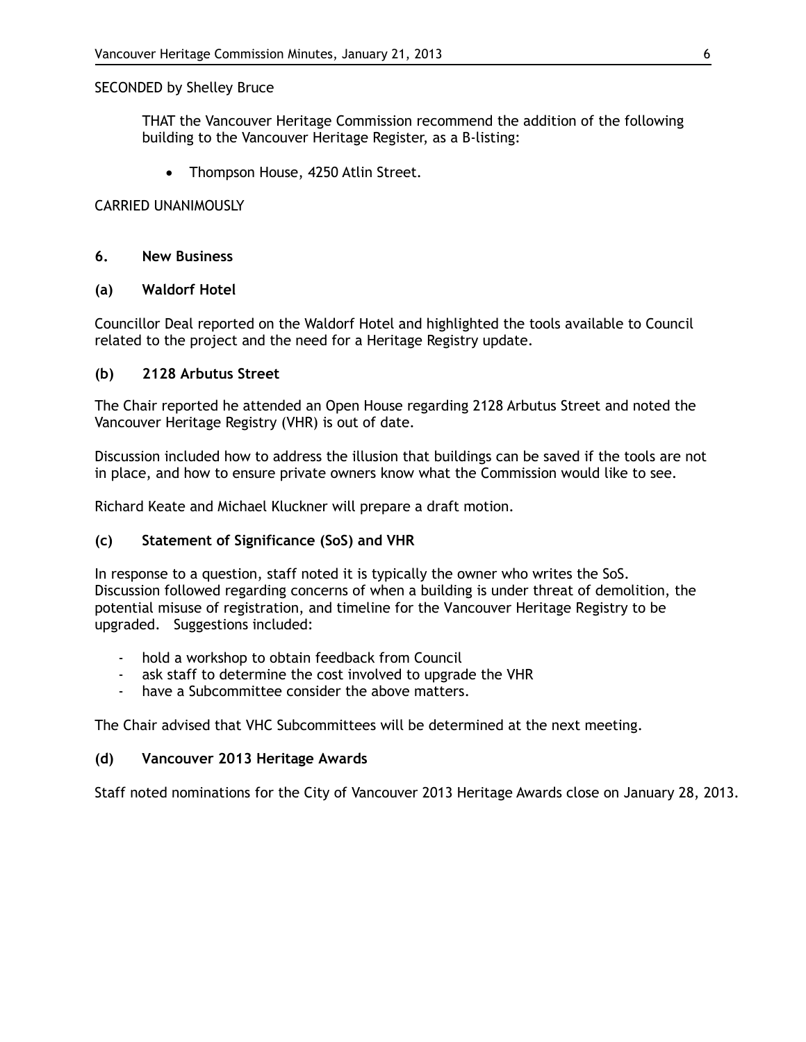SECONDED by Shelley Bruce

> THAT the Vancouver Heritage Commission recommend the addition of the following building to the Vancouver Heritage Register, as a B-listing:
>
> - Thompson House, 4250 Atlin Street.

CARRIED UNANIMOUSLY

### 6. New Business

#### (a) Waldorf Hotel

Councillor Deal reported on the Waldorf Hotel and highlighted the tools available to Council related to the project and the need for a Heritage Registry update.

#### (b) 2128 Arbutus Street

The Chair reported he attended an Open House regarding 2128 Arbutus Street and noted the Vancouver Heritage Registry (VHR) is out of date.

Discussion included how to address the illusion that buildings can be saved if the tools are not in place, and how to ensure private owners know what the Commission would like to see.

Richard Keate and Michael Kluckner will prepare a draft motion.

#### (c) Statement of Significance (SoS) and VHR

In response to a question, staff noted it is typically the owner who writes the SoS. Discussion followed regarding concerns of when a building is under threat of demolition, the potential misuse of registration, and timeline for the Vancouver Heritage Registry to be upgraded. Suggestions included:

- hold a workshop to obtain feedback from Council
- ask staff to determine the cost involved to upgrade the VHR
- have a Subcommittee consider the above matters.

The Chair advised that VHC Subcommittees will be determined at the next meeting.

#### (d) Vancouver 2013 Heritage Awards

Staff noted nominations for the City of Vancouver 2013 Heritage Awards close on January 28, 2013.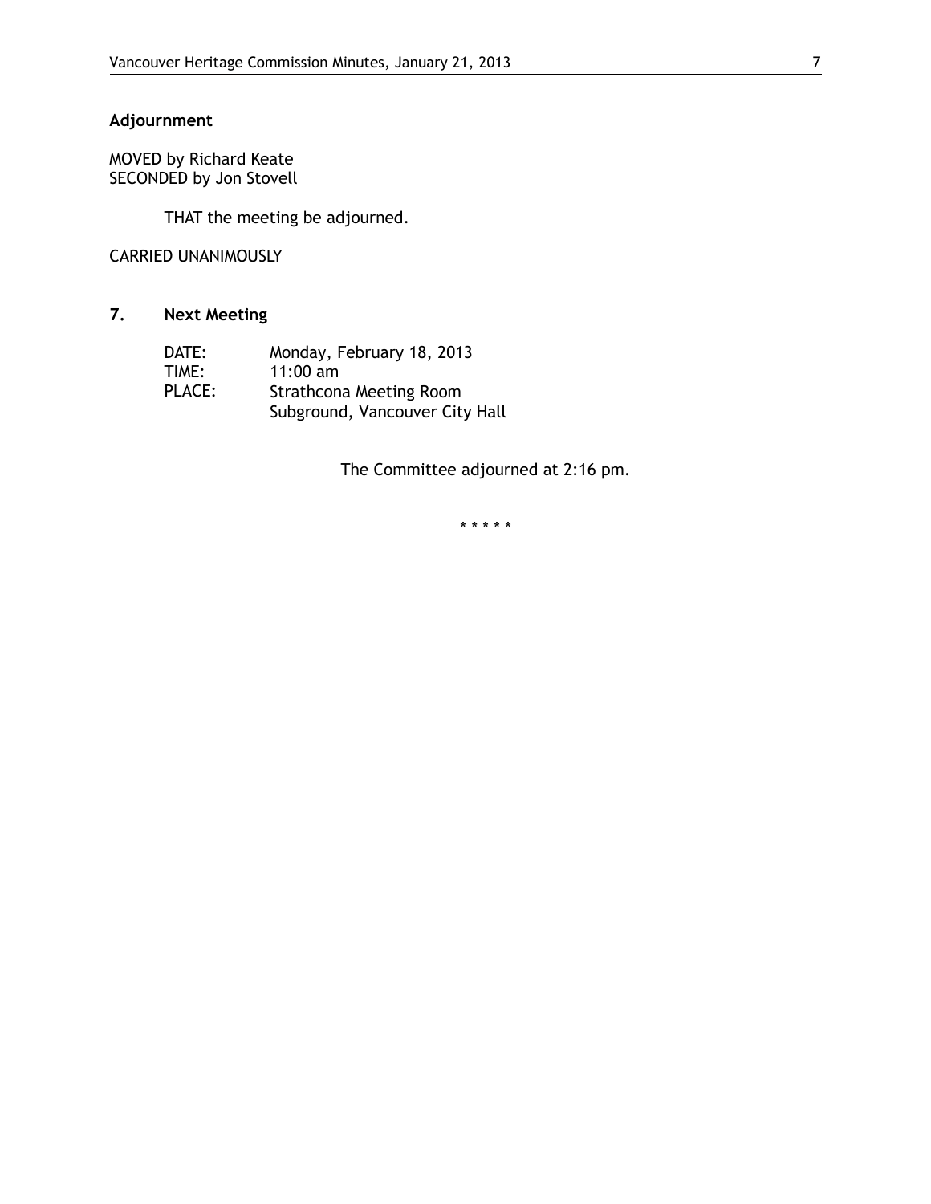**Adjournment**

MOVED by Richard Keate
SECONDED by Jon Stovell

THAT the meeting be adjourned.

CARRIED UNANIMOUSLY

## 7. Next Meeting

| | |
|---|---|
| DATE: | Monday, February 18, 2013 |
| TIME: | 11:00 am |
| PLACE: | Strathcona Meeting Room<br>Subground, Vancouver City Hall |

The Committee adjourned at 2:16 pm.

* * * * *